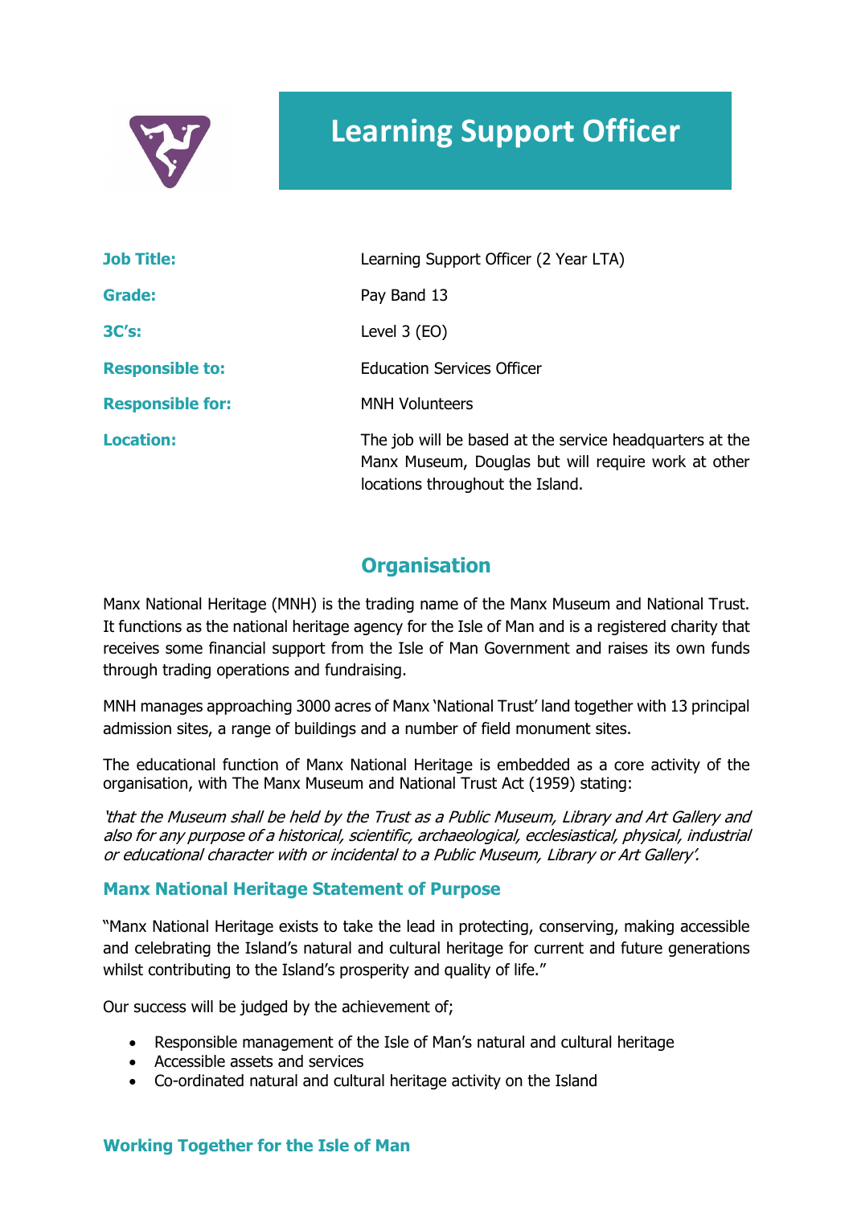# Learning Support Officer

| | |
|---|---|
| **Job Title:** | Learning Support Officer (2 Year LTA) |
| **Grade:** | Pay Band 13 |
| **3C's:** | Level 3 (EO) |
| **Responsible to:** | Education Services Officer |
| **Responsible for:** | MNH Volunteers |
| **Location:** | The job will be based at the service headquarters at the Manx Museum, Douglas but will require work at other locations throughout the Island. |

## Organisation

Manx National Heritage (MNH) is the trading name of the Manx Museum and National Trust. It functions as the national heritage agency for the Isle of Man and is a registered charity that receives some financial support from the Isle of Man Government and raises its own funds through trading operations and fundraising.

MNH manages approaching 3000 acres of Manx 'National Trust' land together with 13 principal admission sites, a range of buildings and a number of field monument sites.

The educational function of Manx National Heritage is embedded as a core activity of the organisation, with The Manx Museum and National Trust Act (1959) stating:

*'that the Museum shall be held by the Trust as a Public Museum, Library and Art Gallery and also for any purpose of a historical, scientific, archaeological, ecclesiastical, physical, industrial or educational character with or incidental to a Public Museum, Library or Art Gallery'.*

### Manx National Heritage Statement of Purpose

"Manx National Heritage exists to take the lead in protecting, conserving, making accessible and celebrating the Island's natural and cultural heritage for current and future generations whilst contributing to the Island's prosperity and quality of life."

Our success will be judged by the achievement of;

- Responsible management of the Isle of Man's natural and cultural heritage
- Accessible assets and services
- Co-ordinated natural and cultural heritage activity on the Island

### Working Together for the Isle of Man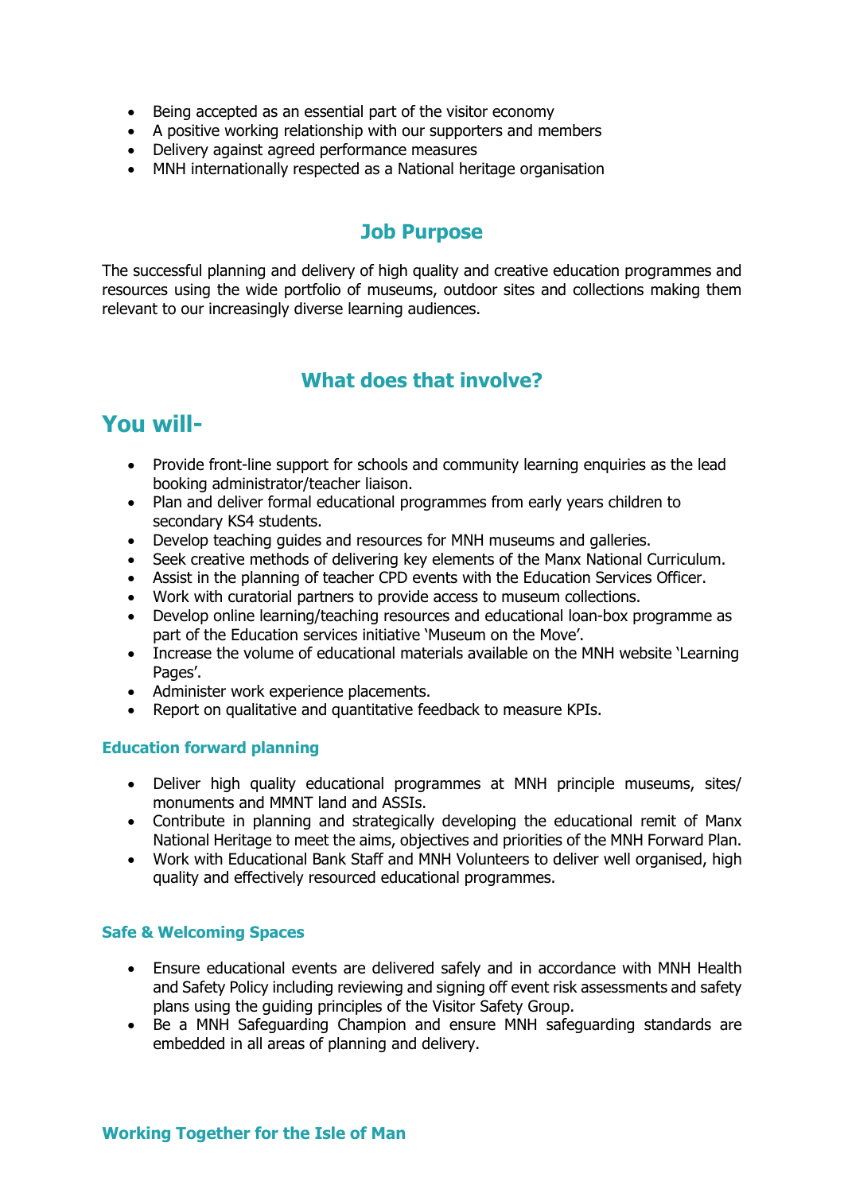- Being accepted as an essential part of the visitor economy
- A positive working relationship with our supporters and members
- Delivery against agreed performance measures
- MNH internationally respected as a National heritage organisation

## Job Purpose

The successful planning and delivery of high quality and creative education programmes and resources using the wide portfolio of museums, outdoor sites and collections making them relevant to our increasingly diverse learning audiences.

## What does that involve?

# You will-

- Provide front-line support for schools and community learning enquiries as the lead booking administrator/teacher liaison.
- Plan and deliver formal educational programmes from early years children to secondary KS4 students.
- Develop teaching guides and resources for MNH museums and galleries.
- Seek creative methods of delivering key elements of the Manx National Curriculum.
- Assist in the planning of teacher CPD events with the Education Services Officer.
- Work with curatorial partners to provide access to museum collections.
- Develop online learning/teaching resources and educational loan-box programme as part of the Education services initiative 'Museum on the Move'.
- Increase the volume of educational materials available on the MNH website 'Learning Pages'.
- Administer work experience placements.
- Report on qualitative and quantitative feedback to measure KPIs.

### Education forward planning

- Deliver high quality educational programmes at MNH principle museums, sites/ monuments and MMNT land and ASSIs.
- Contribute in planning and strategically developing the educational remit of Manx National Heritage to meet the aims, objectives and priorities of the MNH Forward Plan.
- Work with Educational Bank Staff and MNH Volunteers to deliver well organised, high quality and effectively resourced educational programmes.

### Safe & Welcoming Spaces

- Ensure educational events are delivered safely and in accordance with MNH Health and Safety Policy including reviewing and signing off event risk assessments and safety plans using the guiding principles of the Visitor Safety Group.
- Be a MNH Safeguarding Champion and ensure MNH safeguarding standards are embedded in all areas of planning and delivery.

### Working Together for the Isle of Man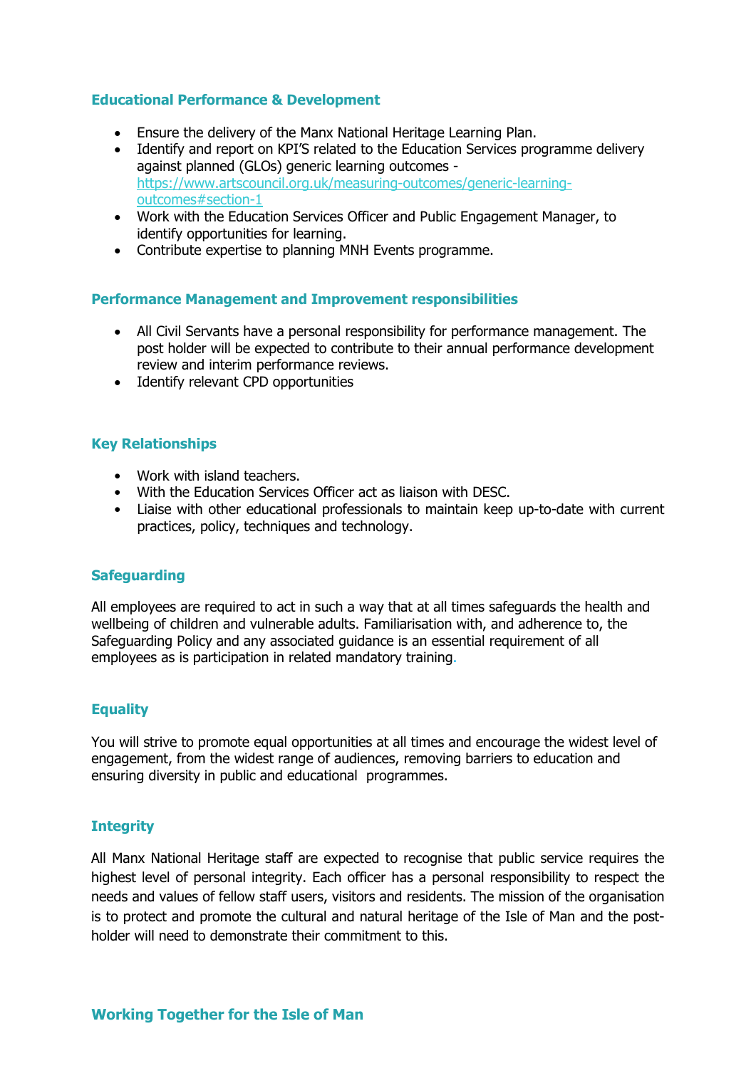### Educational Performance & Development

- Ensure the delivery of the Manx National Heritage Learning Plan.
- Identify and report on KPI'S related to the Education Services programme delivery against planned (GLOs) generic learning outcomes - [https://www.artscouncil.org.uk/measuring-outcomes/generic-learning-outcomes#section-1](https://www.artscouncil.org.uk/measuring-outcomes/generic-learning-outcomes#section-1)
- Work with the Education Services Officer and Public Engagement Manager, to identify opportunities for learning.
- Contribute expertise to planning MNH Events programme.

### Performance Management and Improvement responsibilities

- All Civil Servants have a personal responsibility for performance management. The post holder will be expected to contribute to their annual performance development review and interim performance reviews.
- Identify relevant CPD opportunities

### Key Relationships

- Work with island teachers.
- With the Education Services Officer act as liaison with DESC.
- Liaise with other educational professionals to maintain keep up-to-date with current practices, policy, techniques and technology.

### Safeguarding

All employees are required to act in such a way that at all times safeguards the health and wellbeing of children and vulnerable adults. Familiarisation with, and adherence to, the Safeguarding Policy and any associated guidance is an essential requirement of all employees as is participation in related mandatory training.

### Equality

You will strive to promote equal opportunities at all times and encourage the widest level of engagement, from the widest range of audiences, removing barriers to education and ensuring diversity in public and educational programmes.

### Integrity

All Manx National Heritage staff are expected to recognise that public service requires the highest level of personal integrity. Each officer has a personal responsibility to respect the needs and values of fellow staff users, visitors and residents. The mission of the organisation is to protect and promote the cultural and natural heritage of the Isle of Man and the post-holder will need to demonstrate their commitment to this.

### Working Together for the Isle of Man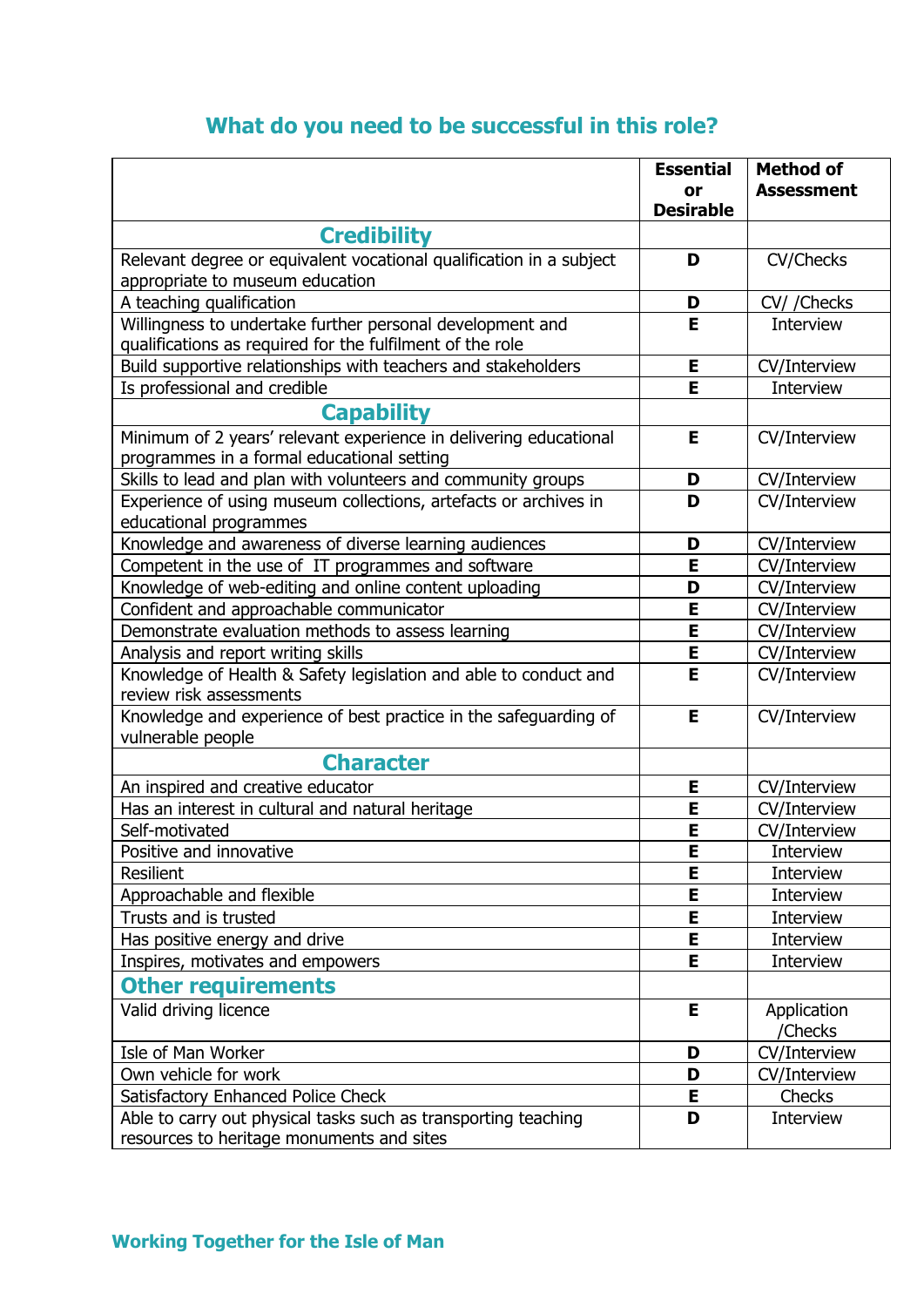## What do you need to be successful in this role?

| | Essential or Desirable | Method of Assessment |
|---|---|---|
| **Credibility** | | |
| Relevant degree or equivalent vocational qualification in a subject appropriate to museum education | **D** | CV/Checks |
| A teaching qualification | **D** | CV/ /Checks |
| Willingness to undertake further personal development and qualifications as required for the fulfilment of the role | **E** | Interview |
| Build supportive relationships with teachers and stakeholders | **E** | CV/Interview |
| Is professional and credible | **E** | Interview |
| **Capability** | | |
| Minimum of 2 years' relevant experience in delivering educational programmes in a formal educational setting | **E** | CV/Interview |
| Skills to lead and plan with volunteers and community groups | **D** | CV/Interview |
| Experience of using museum collections, artefacts or archives in educational programmes | **D** | CV/Interview |
| Knowledge and awareness of diverse learning audiences | **D** | CV/Interview |
| Competent in the use of IT programmes and software | **E** | CV/Interview |
| Knowledge of web-editing and online content uploading | **D** | CV/Interview |
| Confident and approachable communicator | **E** | CV/Interview |
| Demonstrate evaluation methods to assess learning | **E** | CV/Interview |
| Analysis and report writing skills | **E** | CV/Interview |
| Knowledge of Health & Safety legislation and able to conduct and review risk assessments | **E** | CV/Interview |
| Knowledge and experience of best practice in the safeguarding of vulnerable people | **E** | CV/Interview |
| **Character** | | |
| An inspired and creative educator | **E** | CV/Interview |
| Has an interest in cultural and natural heritage | **E** | CV/Interview |
| Self-motivated | **E** | CV/Interview |
| Positive and innovative | **E** | Interview |
| Resilient | **E** | Interview |
| Approachable and flexible | **E** | Interview |
| Trusts and is trusted | **E** | Interview |
| Has positive energy and drive | **E** | Interview |
| Inspires, motivates and empowers | **E** | Interview |
| **Other requirements** | | |
| Valid driving licence | **E** | Application /Checks |
| Isle of Man Worker | **D** | CV/Interview |
| Own vehicle for work | **D** | CV/Interview |
| Satisfactory Enhanced Police Check | **E** | Checks |
| Able to carry out physical tasks such as transporting teaching resources to heritage monuments and sites | **D** | Interview |